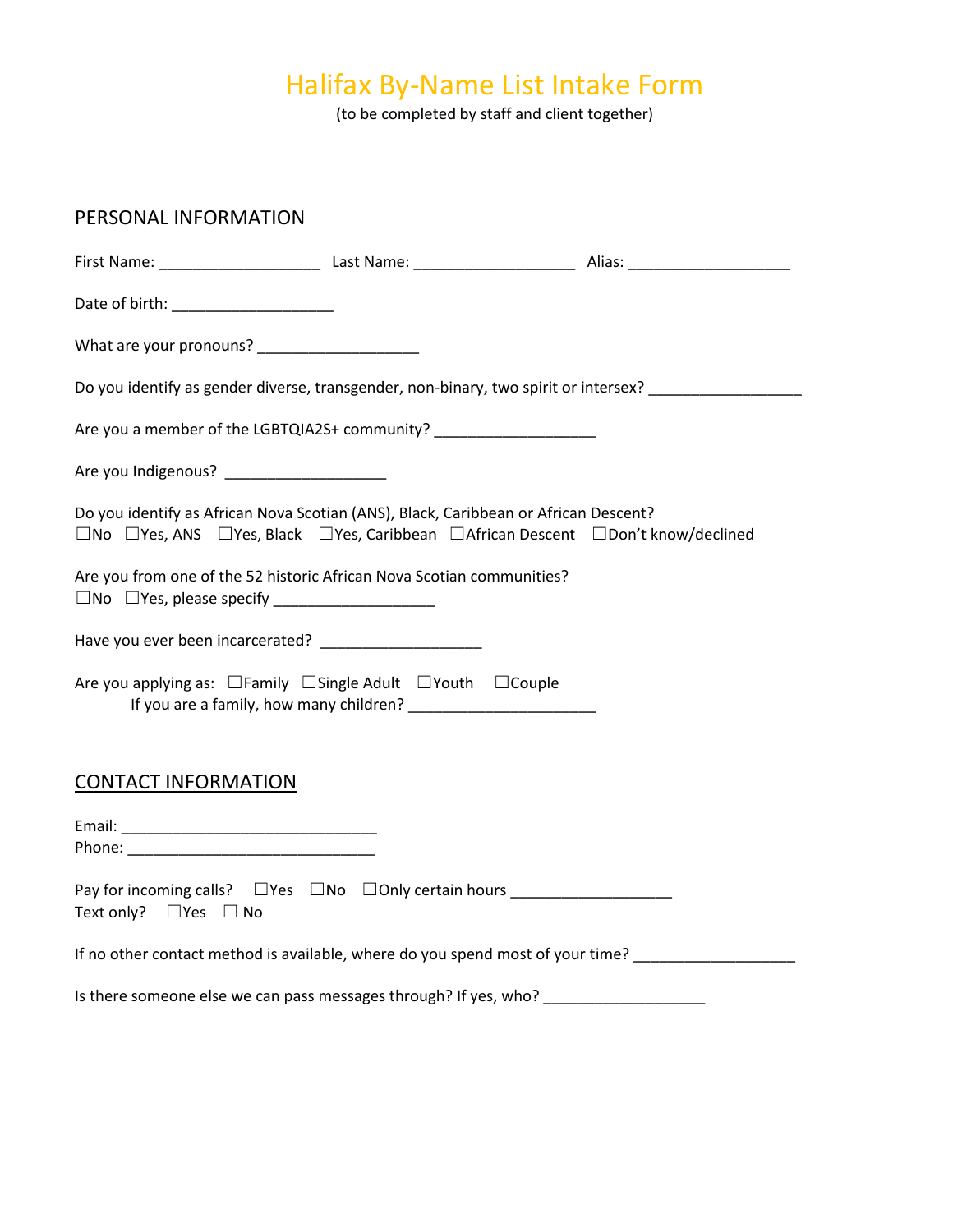# Halifax By-Name List Intake Form

(to be completed by staff and client together)

## PERSONAL INFORMATION

First Name: ___________________ Last Name: ___________________ Alias: ___________________

Date of birth: ___________________

What are your pronouns? ___________________

Do you identify as gender diverse, transgender, non-binary, two spirit or intersex? __________________

Are you a member of the LGBTQIA2S+ community? ___________________

Are you Indigenous? ___________________

Do you identify as African Nova Scotian (ANS), Black, Caribbean or African Descent?
☐No ☐Yes, ANS ☐Yes, Black ☐Yes, Caribbean ☐African Descent ☐Don't know/declined

Are you from one of the 52 historic African Nova Scotian communities?
☐No ☐Yes, please specify ___________________

Have you ever been incarcerated? ___________________

Are you applying as: ☐Family ☐Single Adult ☐Youth ☐Couple
If you are a family, how many children? ______________________

## CONTACT INFORMATION

Email: ______________________________
Phone: ______________________________

Pay for incoming calls? ☐Yes ☐No ☐Only certain hours ___________________
Text only? ☐Yes ☐ No

If no other contact method is available, where do you spend most of your time? ___________________

Is there someone else we can pass messages through? If yes, who? ___________________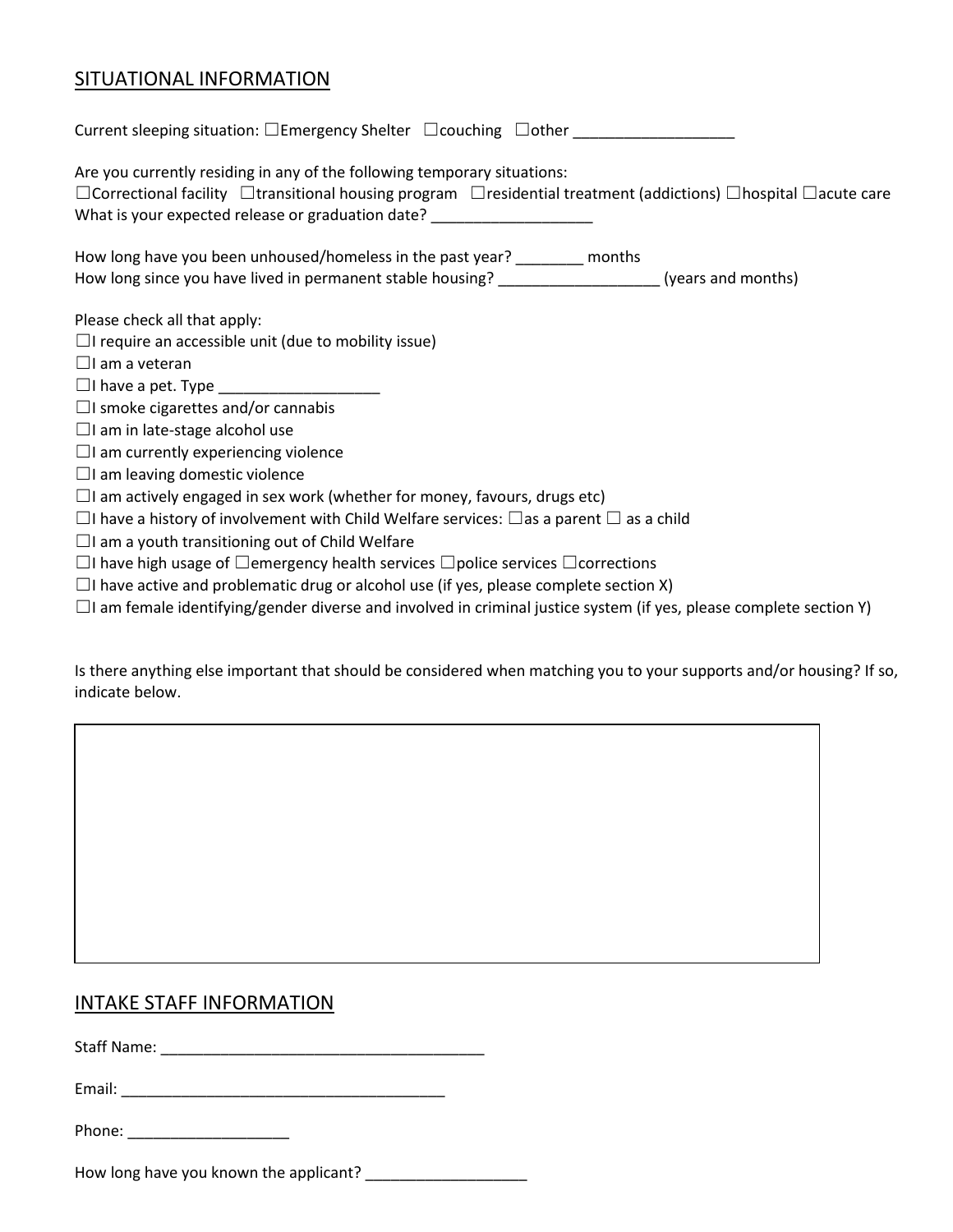## SITUATIONAL INFORMATION

Current sleeping situation: ☐Emergency Shelter ☐couching ☐other ___________________

Are you currently residing in any of the following temporary situations:
☐Correctional facility ☐transitional housing program ☐residential treatment (addictions) ☐hospital ☐acute care
What is your expected release or graduation date? ___________________

How long have you been unhoused/homeless in the past year? ________ months
How long since you have lived in permanent stable housing? ___________________ (years and months)

Please check all that apply:
☐I require an accessible unit (due to mobility issue)
☐I am a veteran
☐I have a pet. Type ___________________
☐I smoke cigarettes and/or cannabis
☐I am in late-stage alcohol use
☐I am currently experiencing violence
☐I am leaving domestic violence
☐I am actively engaged in sex work (whether for money, favours, drugs etc)
☐I have a history of involvement with Child Welfare services: ☐as a parent ☐ as a child
☐I am a youth transitioning out of Child Welfare
☐I have high usage of ☐emergency health services ☐police services ☐corrections
☐I have active and problematic drug or alcohol use (if yes, please complete section X)
☐I am female identifying/gender diverse and involved in criminal justice system (if yes, please complete section Y)

Is there anything else important that should be considered when matching you to your supports and/or housing? If so, indicate below.

| |
|---|
| |

## INTAKE STAFF INFORMATION

Staff Name: ______________________________________

Email: ______________________________________

Phone: ___________________

How long have you known the applicant? ___________________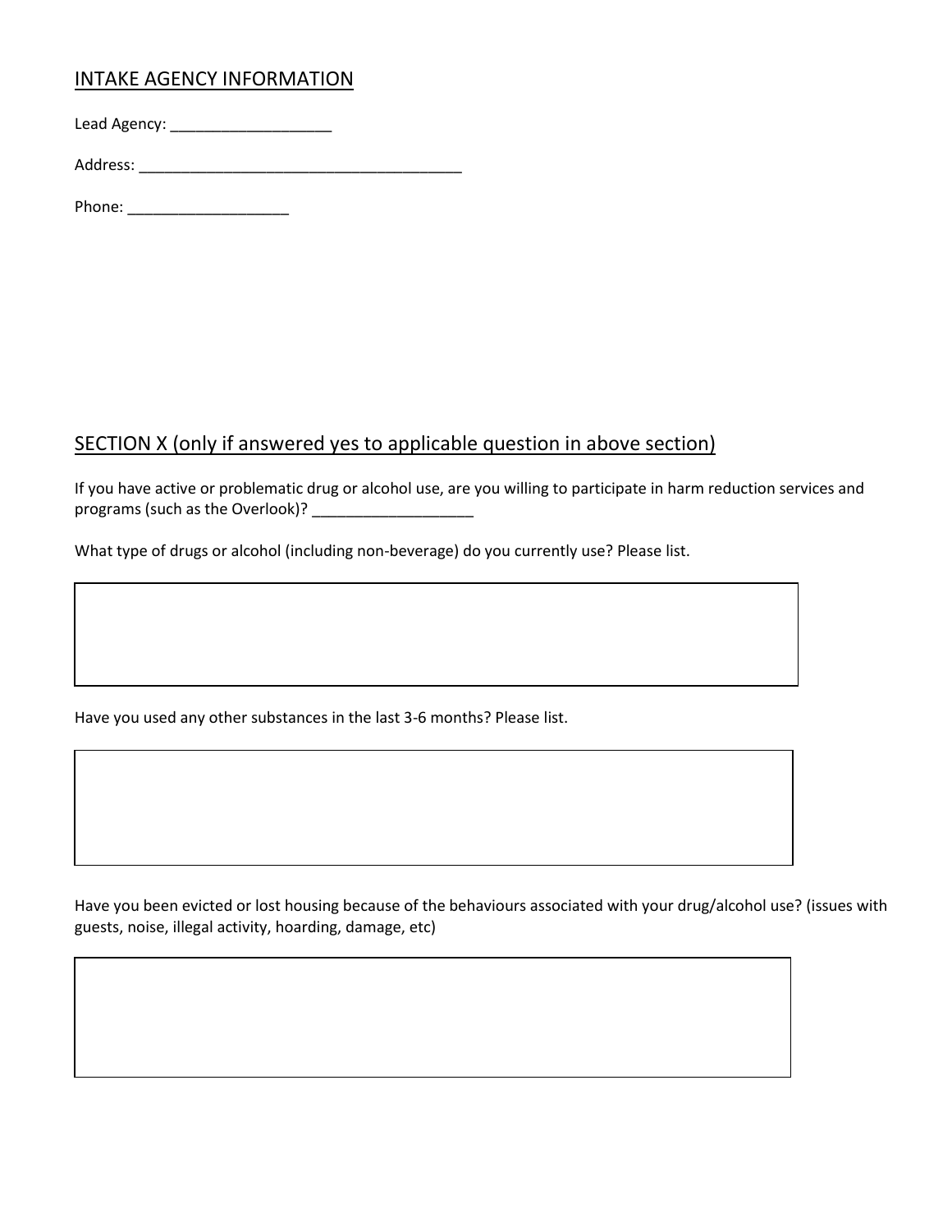## INTAKE AGENCY INFORMATION

Lead Agency: ___________________

Address: ______________________________________

Phone: ___________________

## SECTION X (only if answered yes to applicable question in above section)

If you have active or problematic drug or alcohol use, are you willing to participate in harm reduction services and programs (such as the Overlook)? ___________________

What type of drugs or alcohol (including non-beverage) do you currently use? Please list.

| |
|---|
| |

Have you used any other substances in the last 3-6 months? Please list.

| |
|---|
| |

Have you been evicted or lost housing because of the behaviours associated with your drug/alcohol use? (issues with guests, noise, illegal activity, hoarding, damage, etc)

| |
|---|
| |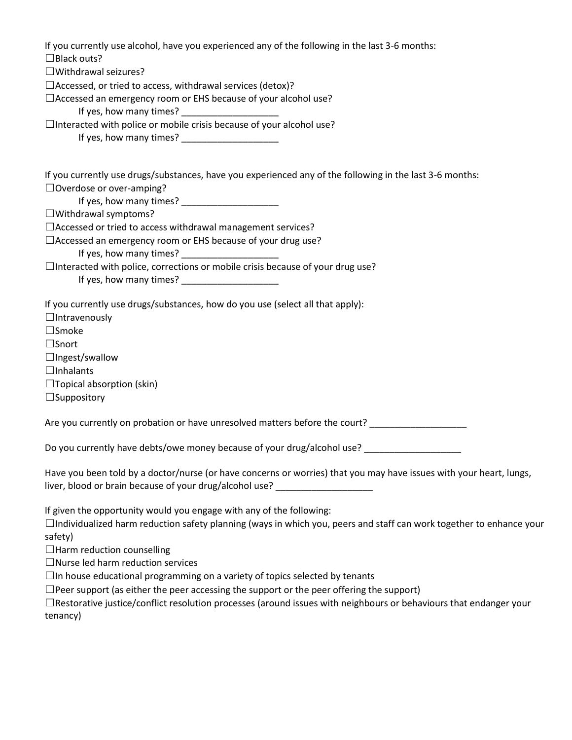If you currently use alcohol, have you experienced any of the following in the last 3-6 months:
☐Black outs?
☐Withdrawal seizures?
☐Accessed, or tried to access, withdrawal services (detox)?
☐Accessed an emergency room or EHS because of your alcohol use?
    If yes, how many times? ___________________
☐Interacted with police or mobile crisis because of your alcohol use?
    If yes, how many times? ___________________

If you currently use drugs/substances, have you experienced any of the following in the last 3-6 months:
☐Overdose or over-amping?
    If yes, how many times? ___________________
☐Withdrawal symptoms?
☐Accessed or tried to access withdrawal management services?
☐Accessed an emergency room or EHS because of your drug use?
    If yes, how many times? ___________________
☐Interacted with police, corrections or mobile crisis because of your drug use?
    If yes, how many times? ___________________

If you currently use drugs/substances, how do you use (select all that apply):
☐Intravenously
☐Smoke
☐Snort
☐Ingest/swallow
☐Inhalants
☐Topical absorption (skin)
☐Suppository

Are you currently on probation or have unresolved matters before the court? ___________________

Do you currently have debts/owe money because of your drug/alcohol use? ___________________

Have you been told by a doctor/nurse (or have concerns or worries) that you may have issues with your heart, lungs, liver, blood or brain because of your drug/alcohol use? ___________________

If given the opportunity would you engage with any of the following:
☐Individualized harm reduction safety planning (ways in which you, peers and staff can work together to enhance your safety)
☐Harm reduction counselling
☐Nurse led harm reduction services
☐In house educational programming on a variety of topics selected by tenants
☐Peer support (as either the peer accessing the support or the peer offering the support)
☐Restorative justice/conflict resolution processes (around issues with neighbours or behaviours that endanger your tenancy)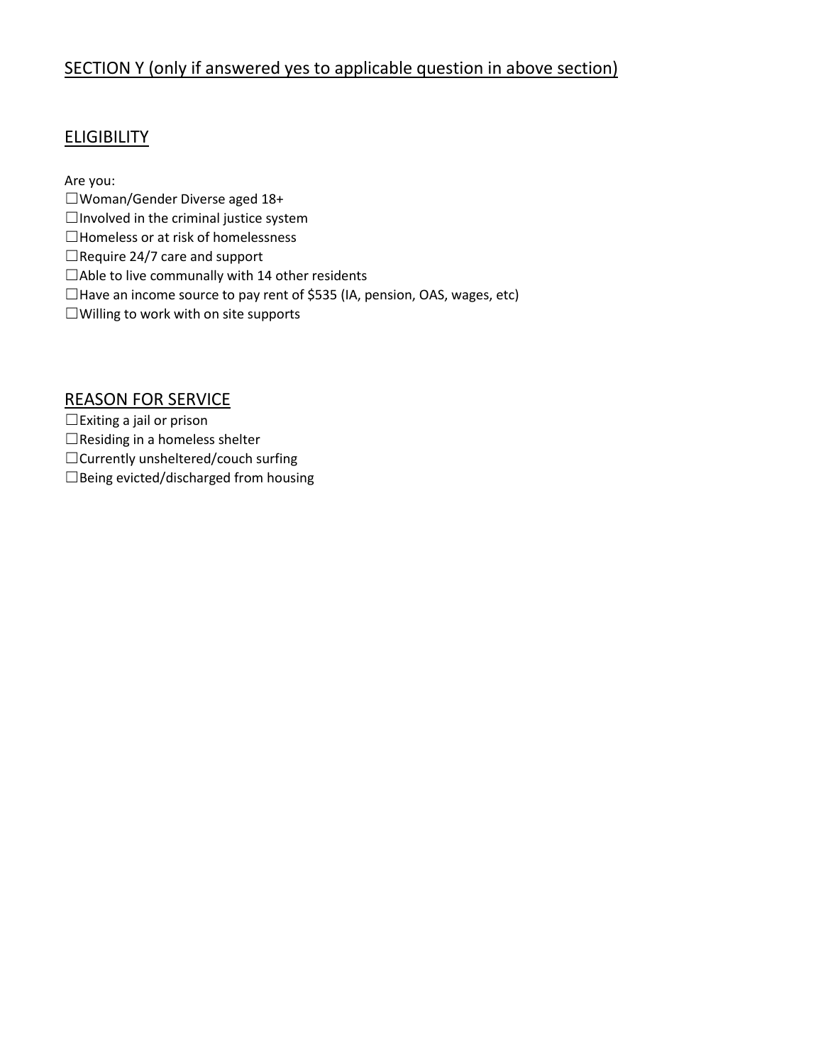## SECTION Y (only if answered yes to applicable question in above section)

### ELIGIBILITY

Are you:

☐Woman/Gender Diverse aged 18+
☐Involved in the criminal justice system
☐Homeless or at risk of homelessness
☐Require 24/7 care and support
☐Able to live communally with 14 other residents
☐Have an income source to pay rent of $535 (IA, pension, OAS, wages, etc)
☐Willing to work with on site supports

### REASON FOR SERVICE

☐Exiting a jail or prison
☐Residing in a homeless shelter
☐Currently unsheltered/couch surfing
☐Being evicted/discharged from housing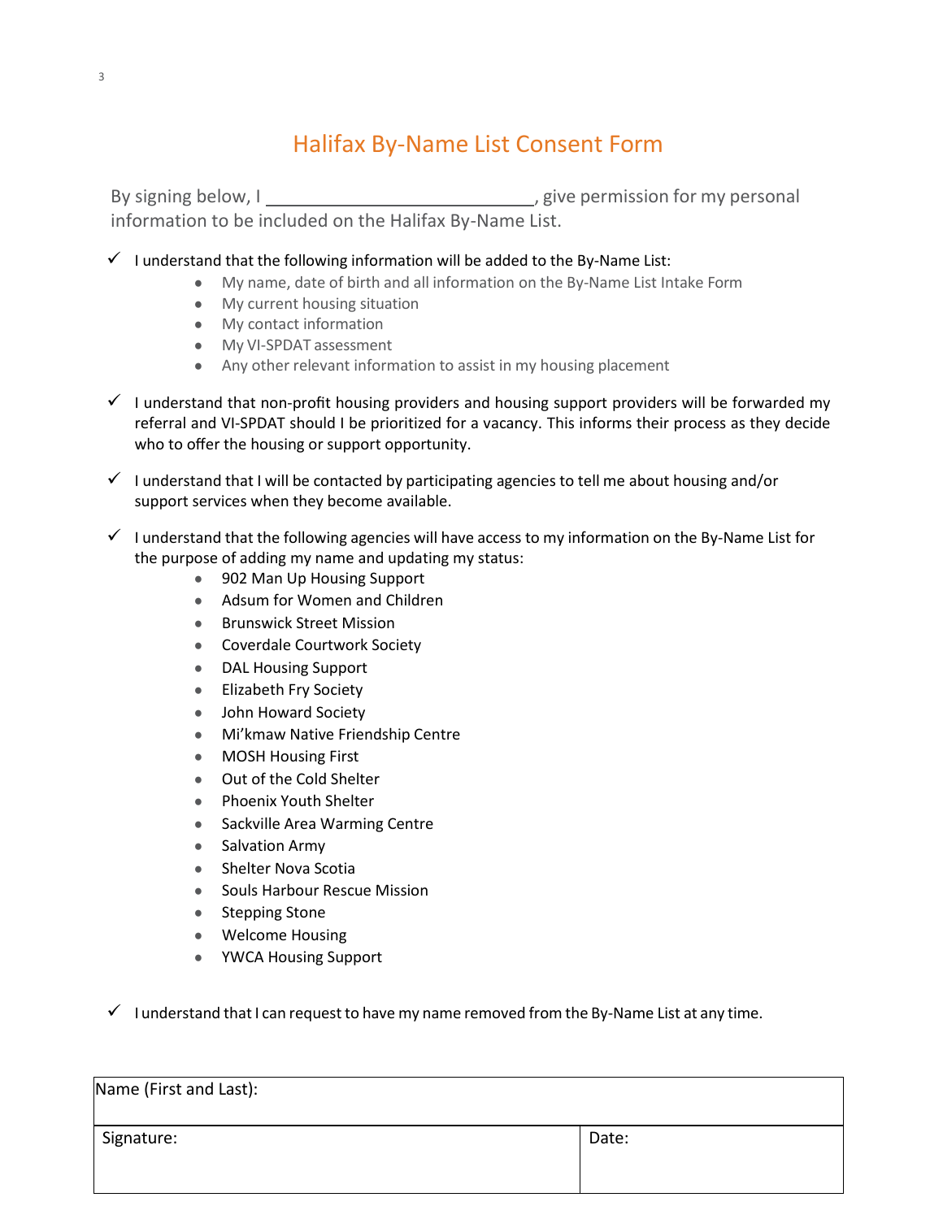# Halifax By-Name List Consent Form

By signing below, I \_\_\_\_\_\_\_\_\_\_\_\_\_\_\_\_\_\_\_\_\_\_\_\_\_\_\_\_, give permission for my personal information to be included on the Halifax By-Name List.

- ✓ I understand that the following information will be added to the By-Name List:
  - My name, date of birth and all information on the By-Name List Intake Form
  - My current housing situation
  - My contact information
  - My VI-SPDAT assessment
  - Any other relevant information to assist in my housing placement

- ✓ I understand that non-profit housing providers and housing support providers will be forwarded my referral and VI-SPDAT should I be prioritized for a vacancy. This informs their process as they decide who to offer the housing or support opportunity.

- ✓ I understand that I will be contacted by participating agencies to tell me about housing and/or support services when they become available.

- ✓ I understand that the following agencies will have access to my information on the By-Name List for the purpose of adding my name and updating my status:
  - 902 Man Up Housing Support
  - Adsum for Women and Children
  - Brunswick Street Mission
  - Coverdale Courtwork Society
  - DAL Housing Support
  - Elizabeth Fry Society
  - John Howard Society
  - Mi'kmaw Native Friendship Centre
  - MOSH Housing First
  - Out of the Cold Shelter
  - Phoenix Youth Shelter
  - Sackville Area Warming Centre
  - Salvation Army
  - Shelter Nova Scotia
  - Souls Harbour Rescue Mission
  - Stepping Stone
  - Welcome Housing
  - YWCA Housing Support

- ✓ I understand that I can request to have my name removed from the By-Name List at any time.

| Name (First and Last): | |
|---|---|
| Signature: | Date: |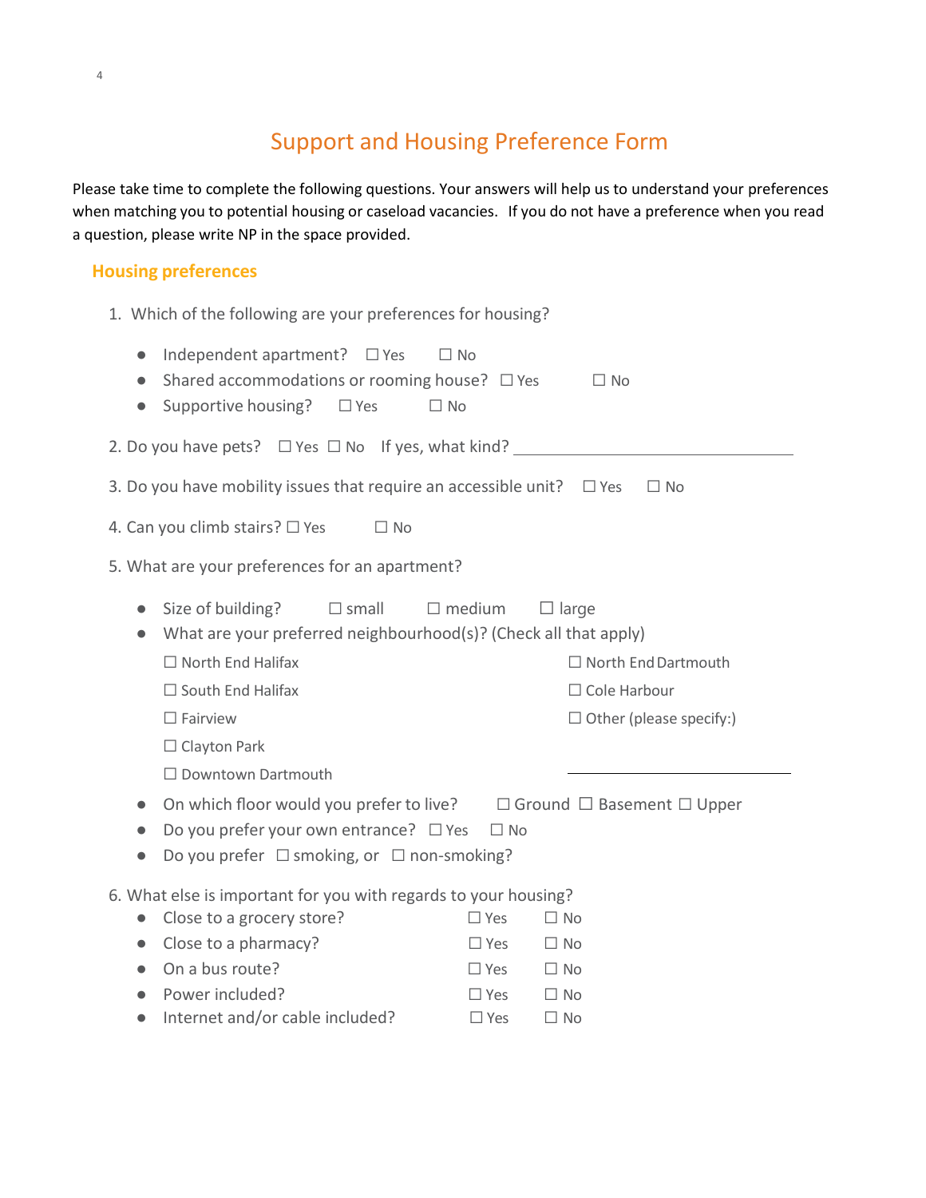# Support and Housing Preference Form

Please take time to complete the following questions. Your answers will help us to understand your preferences when matching you to potential housing or caseload vacancies. If you do not have a preference when you read a question, please write NP in the space provided.

## Housing preferences

1. Which of the following are your preferences for housing?

- Independent apartment? ☐ Yes ☐ No
- Shared accommodations or rooming house? ☐ Yes ☐ No
- Supportive housing? ☐ Yes ☐ No

2. Do you have pets? ☐ Yes ☐ No If yes, what kind? ____________________

3. Do you have mobility issues that require an accessible unit? ☐ Yes ☐ No

4. Can you climb stairs? ☐ Yes ☐ No

5. What are your preferences for an apartment?

- Size of building? ☐ small ☐ medium ☐ large
- What are your preferred neighbourhood(s)? (Check all that apply)

  ☐ North End Halifax
  ☐ South End Halifax
  ☐ Fairview
  ☐ Clayton Park
  ☐ Downtown Dartmouth
  ☐ North End Dartmouth
  ☐ Cole Harbour
  ☐ Other (please specify:)
  ____________________

- On which floor would you prefer to live? ☐ Ground ☐ Basement ☐ Upper
- Do you prefer your own entrance? ☐ Yes ☐ No
- Do you prefer ☐ smoking, or ☐ non-smoking?

6. What else is important for you with regards to your housing?

- Close to a grocery store? ☐ Yes ☐ No
- Close to a pharmacy? ☐ Yes ☐ No
- On a bus route? ☐ Yes ☐ No
- Power included? ☐ Yes ☐ No
- Internet and/or cable included? ☐ Yes ☐ No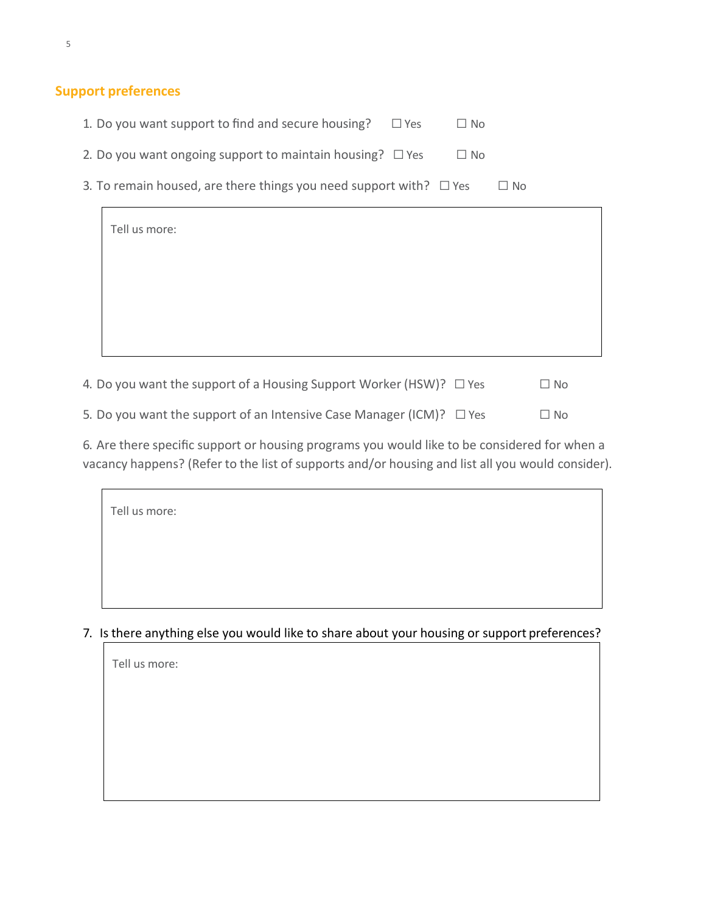## Support preferences

1. Do you want support to find and secure housing? ☐ Yes ☐ No
2. Do you want ongoing support to maintain housing? ☐ Yes ☐ No
3. To remain housed, are there things you need support with? ☐ Yes ☐ No

| Tell us more: |
|---|
| |

4. Do you want the support of a Housing Support Worker (HSW)? ☐ Yes ☐ No
5. Do you want the support of an Intensive Case Manager (ICM)? ☐ Yes ☐ No
6. Are there specific support or housing programs you would like to be considered for when a vacancy happens? (Refer to the list of supports and/or housing and list all you would consider).

| Tell us more: |
|---|
| |

7. Is there anything else you would like to share about your housing or support preferences?

| Tell us more: |
|---|
| |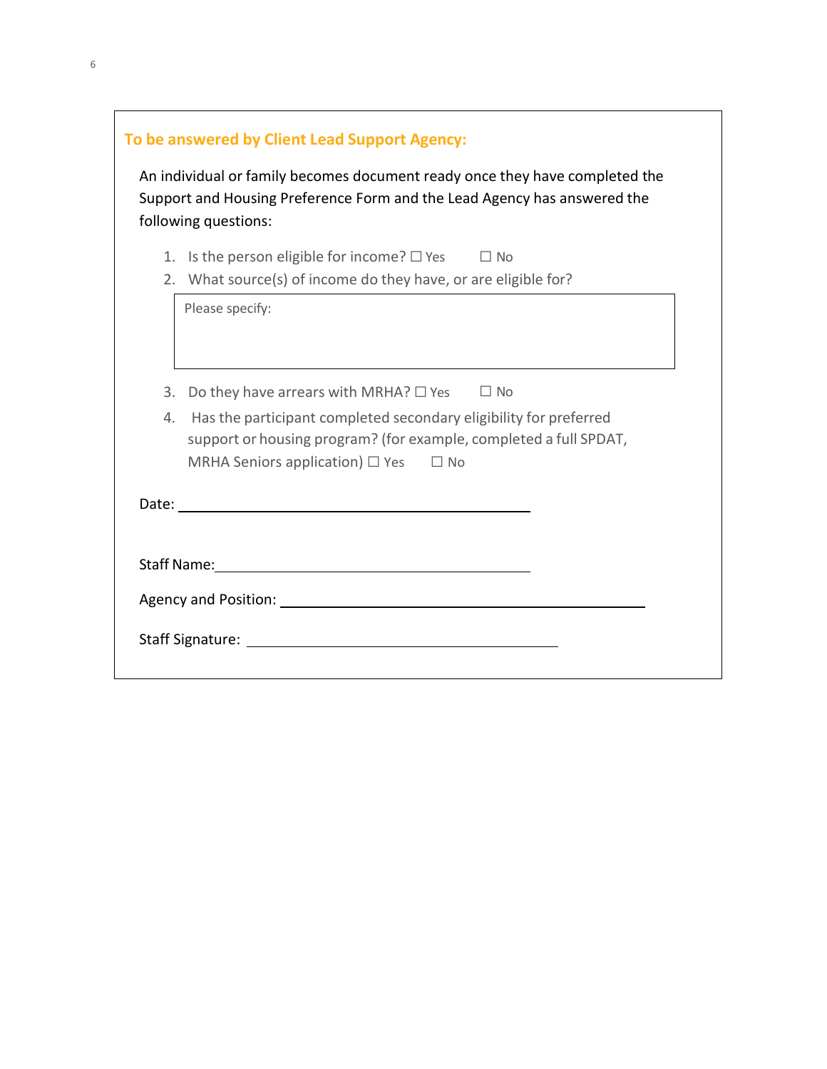### To be answered by Client Lead Support Agency:

An individual or family becomes document ready once they have completed the Support and Housing Preference Form and the Lead Agency has answered the following questions:

1. Is the person eligible for income? ☐ Yes ☐ No
2. What source(s) of income do they have, or are eligible for?

   Please specify:

3. Do they have arrears with MRHA? ☐ Yes ☐ No
4. Has the participant completed secondary eligibility for preferred support or housing program? (for example, completed a full SPDAT, MRHA Seniors application) ☐ Yes ☐ No

Date: \_\_\_\_\_\_\_\_\_\_\_\_\_\_\_\_\_\_\_\_\_\_\_\_\_\_\_\_\_\_\_\_\_\_\_\_

Staff Name: \_\_\_\_\_\_\_\_\_\_\_\_\_\_\_\_\_\_\_\_\_\_\_\_\_\_\_\_\_\_\_\_\_\_\_\_

Agency and Position: \_\_\_\_\_\_\_\_\_\_\_\_\_\_\_\_\_\_\_\_\_\_\_\_\_\_\_\_\_\_\_\_\_\_\_\_

Staff Signature: \_\_\_\_\_\_\_\_\_\_\_\_\_\_\_\_\_\_\_\_\_\_\_\_\_\_\_\_\_\_\_\_\_\_\_\_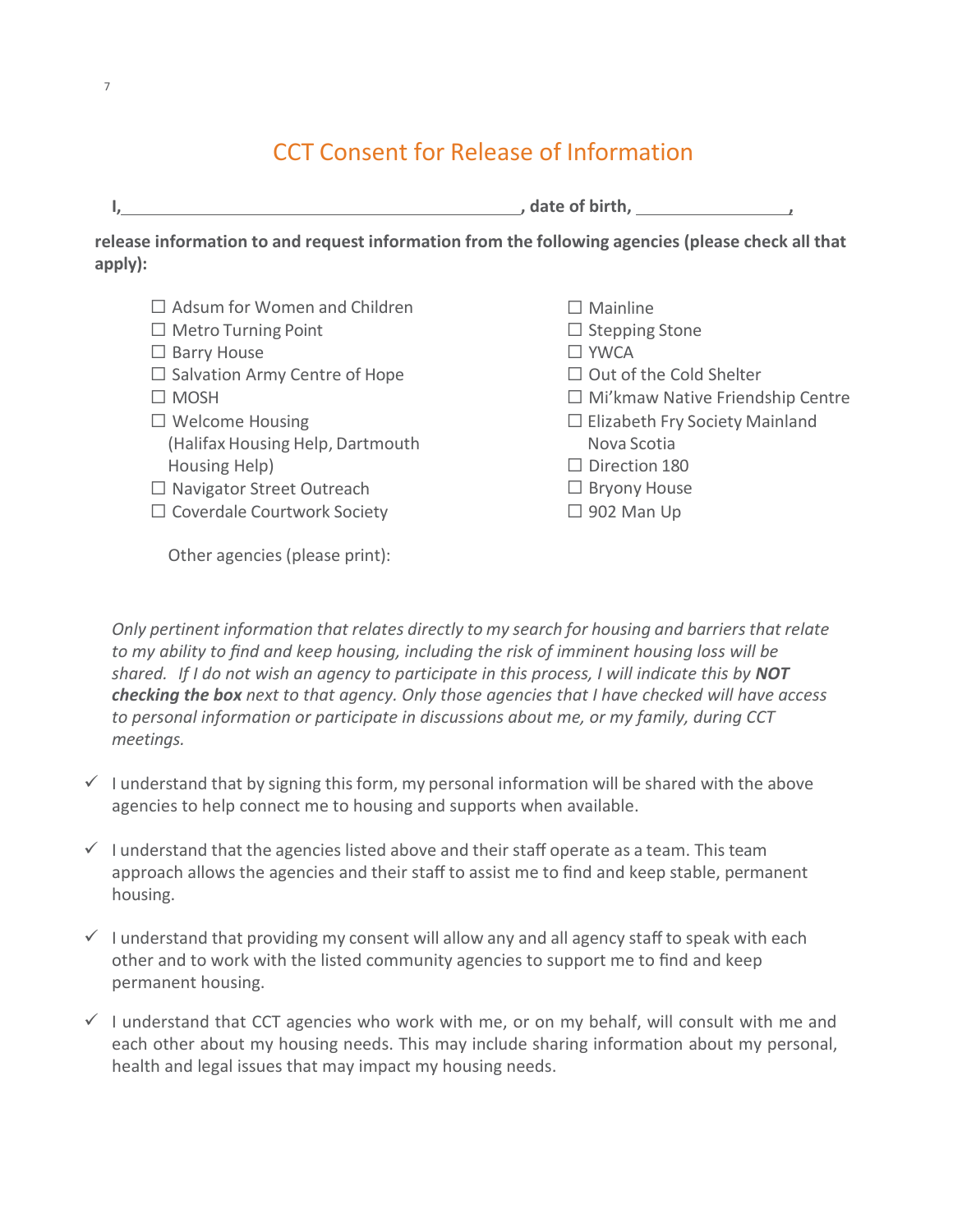# CCT Consent for Release of Information

**I,\_\_\_\_\_\_\_\_\_\_\_\_\_\_\_\_\_\_\_\_\_\_\_\_\_\_\_\_\_\_\_\_\_\_\_\_\_\_\_\_\_\_\_\_, date of birth, \_\_\_\_\_\_\_\_\_\_\_\_\_\_\_\_\_\_,**

**release information to and request information from the following agencies (please check all that apply):**

- ☐ Adsum for Women and Children
- ☐ Metro Turning Point
- ☐ Barry House
- ☐ Salvation Army Centre of Hope
- ☐ MOSH
- ☐ Welcome Housing (Halifax Housing Help, Dartmouth Housing Help)
- ☐ Navigator Street Outreach
- ☐ Coverdale Courtwork Society
- ☐ Mainline
- ☐ Stepping Stone
- ☐ YWCA
- ☐ Out of the Cold Shelter
- ☐ Mi'kmaw Native Friendship Centre
- ☐ Elizabeth Fry Society Mainland Nova Scotia
- ☐ Direction 180
- ☐ Bryony House
- ☐ 902 Man Up

Other agencies (please print):

*Only pertinent information that relates directly to my search for housing and barriers that relate to my ability to find and keep housing, including the risk of imminent housing loss will be shared. If I do not wish an agency to participate in this process, I will indicate this by **NOT checking the box** next to that agency. Only those agencies that I have checked will have access to personal information or participate in discussions about me, or my family, during CCT meetings.*

- ✓ I understand that by signing this form, my personal information will be shared with the above agencies to help connect me to housing and supports when available.
- ✓ I understand that the agencies listed above and their staff operate as a team. This team approach allows the agencies and their staff to assist me to find and keep stable, permanent housing.
- ✓ I understand that providing my consent will allow any and all agency staff to speak with each other and to work with the listed community agencies to support me to find and keep permanent housing.
- ✓ I understand that CCT agencies who work with me, or on my behalf, will consult with me and each other about my housing needs. This may include sharing information about my personal, health and legal issues that may impact my housing needs.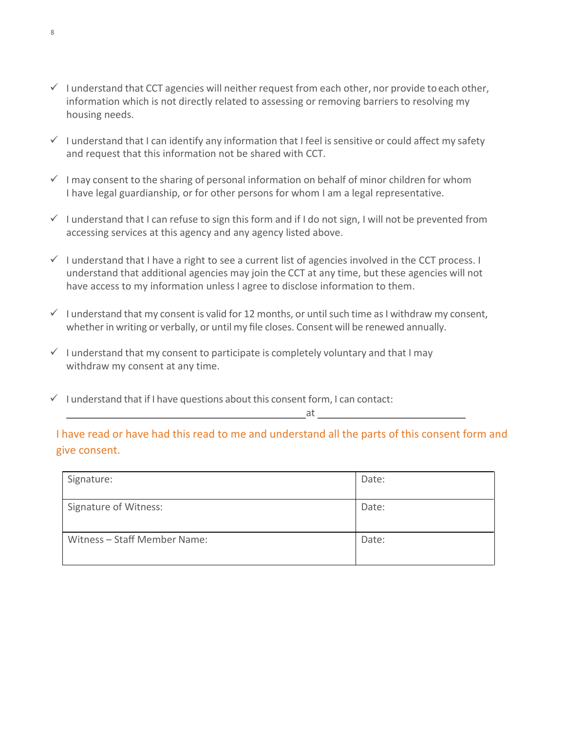- ✓ I understand that CCT agencies will neither request from each other, nor provide to each other, information which is not directly related to assessing or removing barriers to resolving my housing needs.

- ✓ I understand that I can identify any information that I feel is sensitive or could affect my safety and request that this information not be shared with CCT.

- ✓ I may consent to the sharing of personal information on behalf of minor children for whom I have legal guardianship, or for other persons for whom I am a legal representative.

- ✓ I understand that I can refuse to sign this form and if I do not sign, I will not be prevented from accessing services at this agency and any agency listed above.

- ✓ I understand that I have a right to see a current list of agencies involved in the CCT process. I understand that additional agencies may join the CCT at any time, but these agencies will not have access to my information unless I agree to disclose information to them.

- ✓ I understand that my consent is valid for 12 months, or until such time as I withdraw my consent, whether in writing or verbally, or until my file closes. Consent will be renewed annually.

- ✓ I understand that my consent to participate is completely voluntary and that I may withdraw my consent at any time.

- ✓ I understand that if I have questions about this consent form, I can contact:
  ______________________________________ at ______________________

I have read or have had this read to me and understand all the parts of this consent form and give consent.

| Signature: | Date: |
| --- | --- |
| Signature of Witness: | Date: |
| Witness – Staff Member Name: | Date: |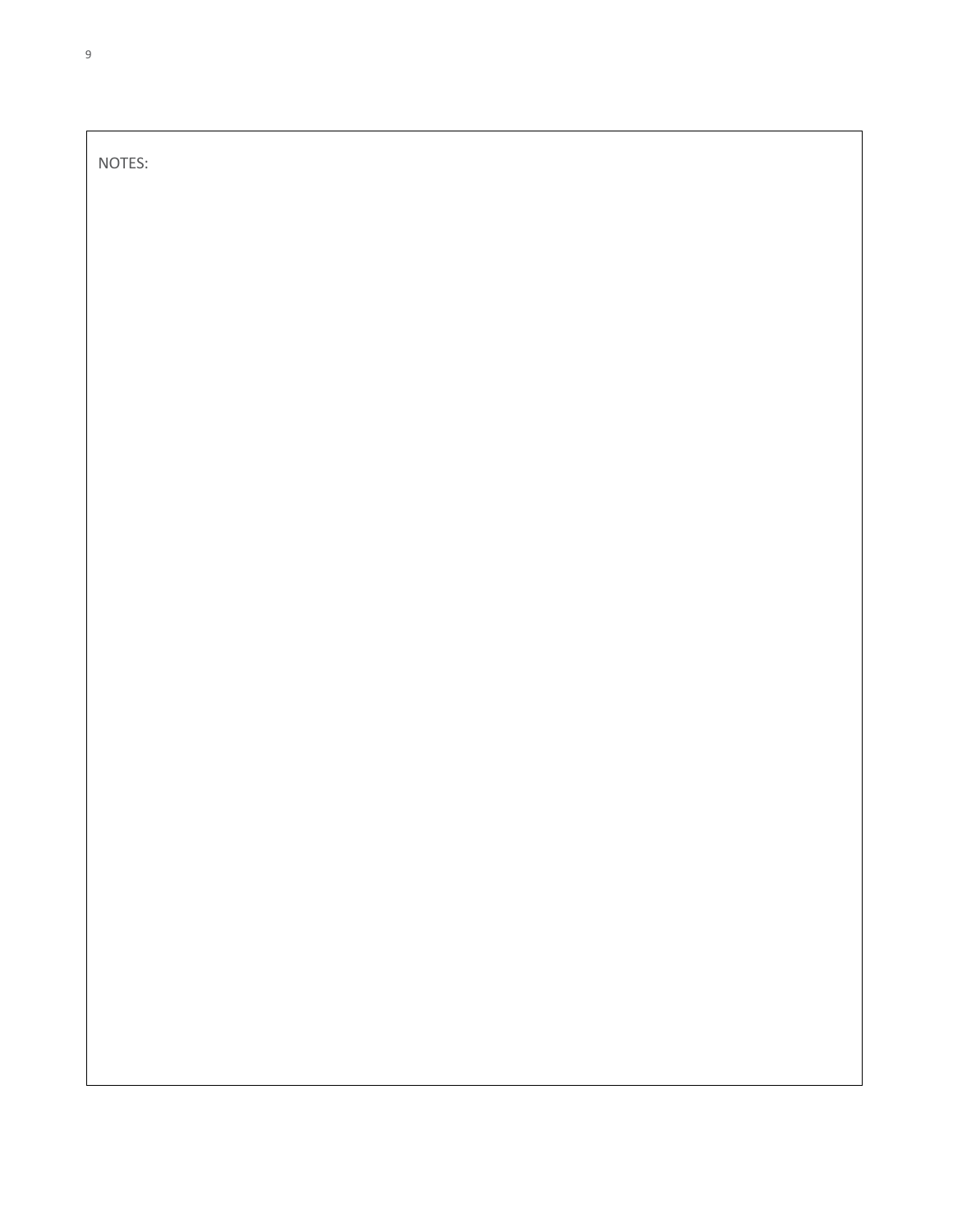NOTES: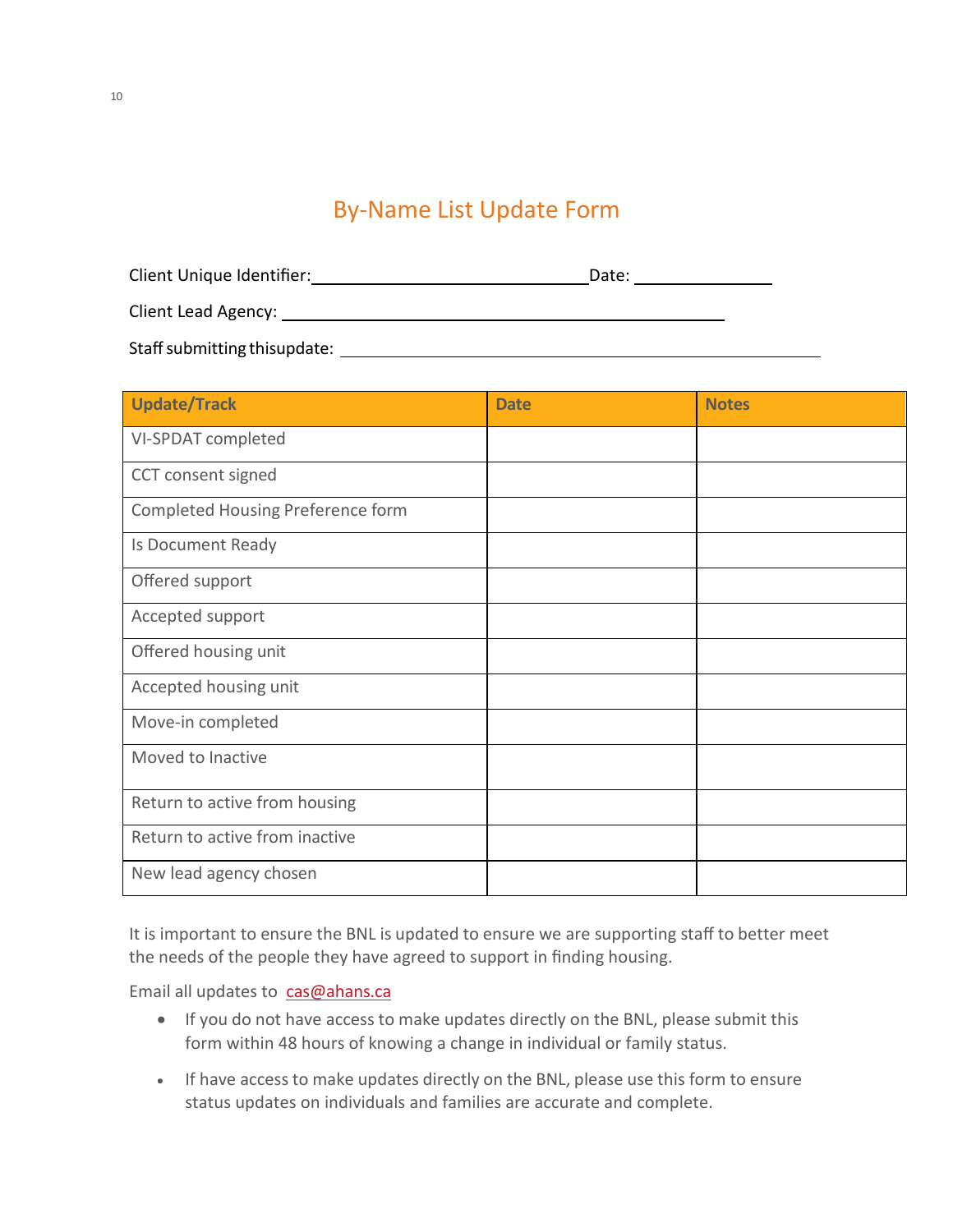# By-Name List Update Form

Client Unique Identifier:\_\_\_\_\_\_\_\_\_\_\_\_\_\_\_\_\_\_\_\_\_\_\_\_\_\_\_\_\_\_Date: \_\_\_\_\_\_\_\_\_\_\_\_\_\_

Client Lead Agency: \_\_\_\_\_\_\_\_\_\_\_\_\_\_\_\_\_\_\_\_\_\_\_\_\_\_\_\_\_\_\_\_\_\_\_\_\_\_\_\_\_\_\_\_\_\_

Staff submitting thisupdate: \_\_\_\_\_\_\_\_\_\_\_\_\_\_\_\_\_\_\_\_\_\_\_\_\_\_\_\_\_\_\_\_\_\_\_\_\_\_\_\_\_\_\_\_\_\_\_\_\_\_

| Update/Track | Date | Notes |
|---|---|---|
| VI-SPDAT completed | | |
| CCT consent signed | | |
| Completed Housing Preference form | | |
| Is Document Ready | | |
| Offered support | | |
| Accepted support | | |
| Offered housing unit | | |
| Accepted housing unit | | |
| Move-in completed | | |
| Moved to Inactive | | |
| Return to active from housing | | |
| Return to active from inactive | | |
| New lead agency chosen | | |

It is important to ensure the BNL is updated to ensure we are supporting staff to better meet the needs of the people they have agreed to support in finding housing.

Email all updates to cas@ahans.ca

- If you do not have access to make updates directly on the BNL, please submit this form within 48 hours of knowing a change in individual or family status.
- If have access to make updates directly on the BNL, please use this form to ensure status updates on individuals and families are accurate and complete.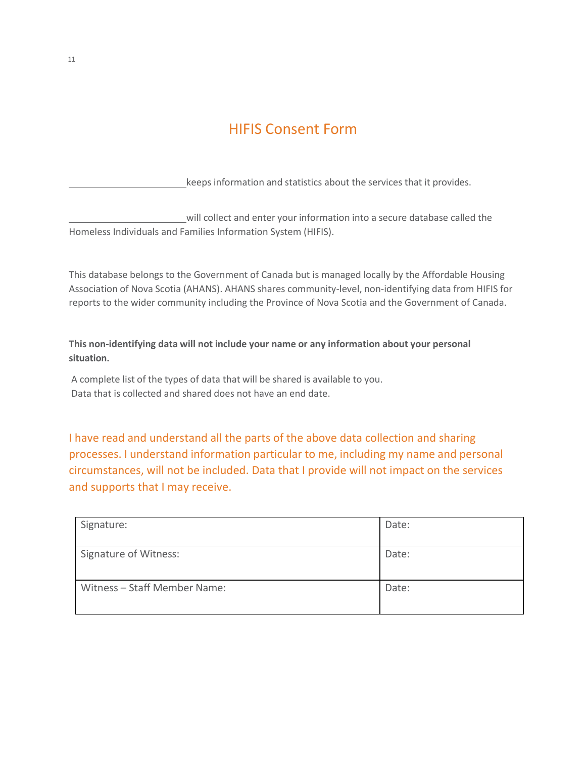# HIFIS Consent Form

______________________keeps information and statistics about the services that it provides.

______________________will collect and enter your information into a secure database called the Homeless Individuals and Families Information System (HIFIS).

This database belongs to the Government of Canada but is managed locally by the Affordable Housing Association of Nova Scotia (AHANS). AHANS shares community-level, non-identifying data from HIFIS for reports to the wider community including the Province of Nova Scotia and the Government of Canada.

**This non-identifying data will not include your name or any information about your personal situation.**

A complete list of the types of data that will be shared is available to you.
Data that is collected and shared does not have an end date.

I have read and understand all the parts of the above data collection and sharing processes. I understand information particular to me, including my name and personal circumstances, will not be included. Data that I provide will not impact on the services and supports that I may receive.

| | |
|---|---|
| Signature: | Date: |
| Signature of Witness: | Date: |
| Witness – Staff Member Name: | Date: |